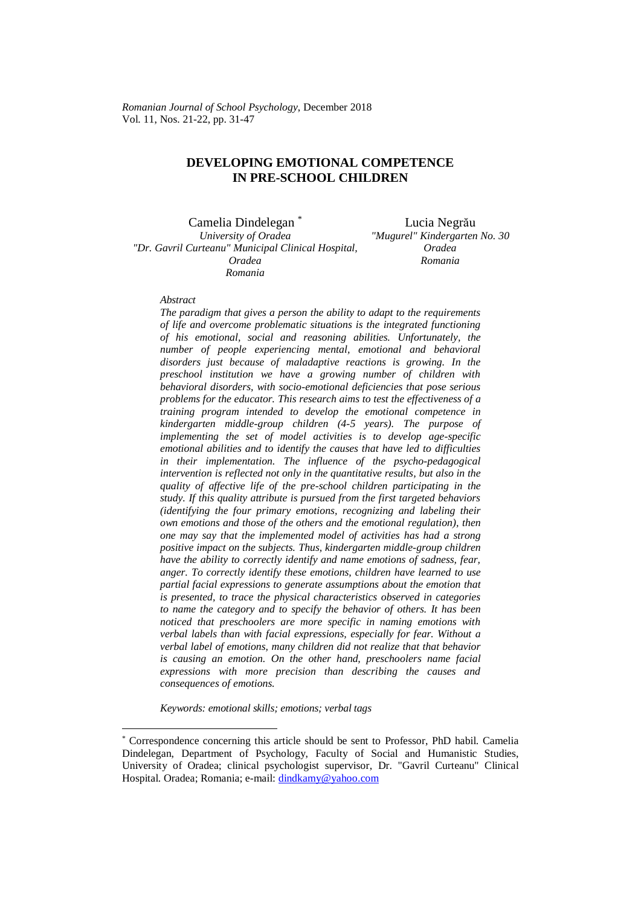# DEVELOPING EMOTIONAL COMPETENCE IN PRE-SCHOOL CHILDREN

Camelia Dindelegan [*]
*University of Oradea*
*"Dr. Gavril Curteanu" Municipal Clinical Hospital, Oradea*
*Romania*

Lucia Negrău
*"Mugurel" Kindergarten No. 30*
*Oradea*
*Romania*

*Abstract*

*The paradigm that gives a person the ability to adapt to the requirements of life and overcome problematic situations is the integrated functioning of his emotional, social and reasoning abilities. Unfortunately, the number of people experiencing mental, emotional and behavioral disorders just because of maladaptive reactions is growing. In the preschool institution we have a growing number of children with behavioral disorders, with socio-emotional deficiencies that pose serious problems for the educator. This research aims to test the effectiveness of a training program intended to develop the emotional competence in kindergarten middle-group children (4-5 years). The purpose of implementing the set of model activities is to develop age-specific emotional abilities and to identify the causes that have led to difficulties in their implementation. The influence of the psycho-pedagogical intervention is reflected not only in the quantitative results, but also in the quality of affective life of the pre-school children participating in the study. If this quality attribute is pursued from the first targeted behaviors (identifying the four primary emotions, recognizing and labeling their own emotions and those of the others and the emotional regulation), then one may say that the implemented model of activities has had a strong positive impact on the subjects. Thus, kindergarten middle-group children have the ability to correctly identify and name emotions of sadness, fear, anger. To correctly identify these emotions, children have learned to use partial facial expressions to generate assumptions about the emotion that is presented, to trace the physical characteristics observed in categories to name the category and to specify the behavior of others. It has been noticed that preschoolers are more specific in naming emotions with verbal labels than with facial expressions, especially for fear. Without a verbal label of emotions, many children did not realize that that behavior is causing an emotion. On the other hand, preschoolers name facial expressions with more precision than describing the causes and consequences of emotions.*

*Keywords: emotional skills; emotions; verbal tags*

---

[*] Correspondence concerning this article should be sent to Professor, PhD habil. Camelia Dindelegan, Department of Psychology, Faculty of Social and Humanistic Studies, University of Oradea; clinical psychologist supervisor, Dr. "Gavril Curteanu" Clinical Hospital. Oradea; Romania; e-mail: dindkamy@yahoo.com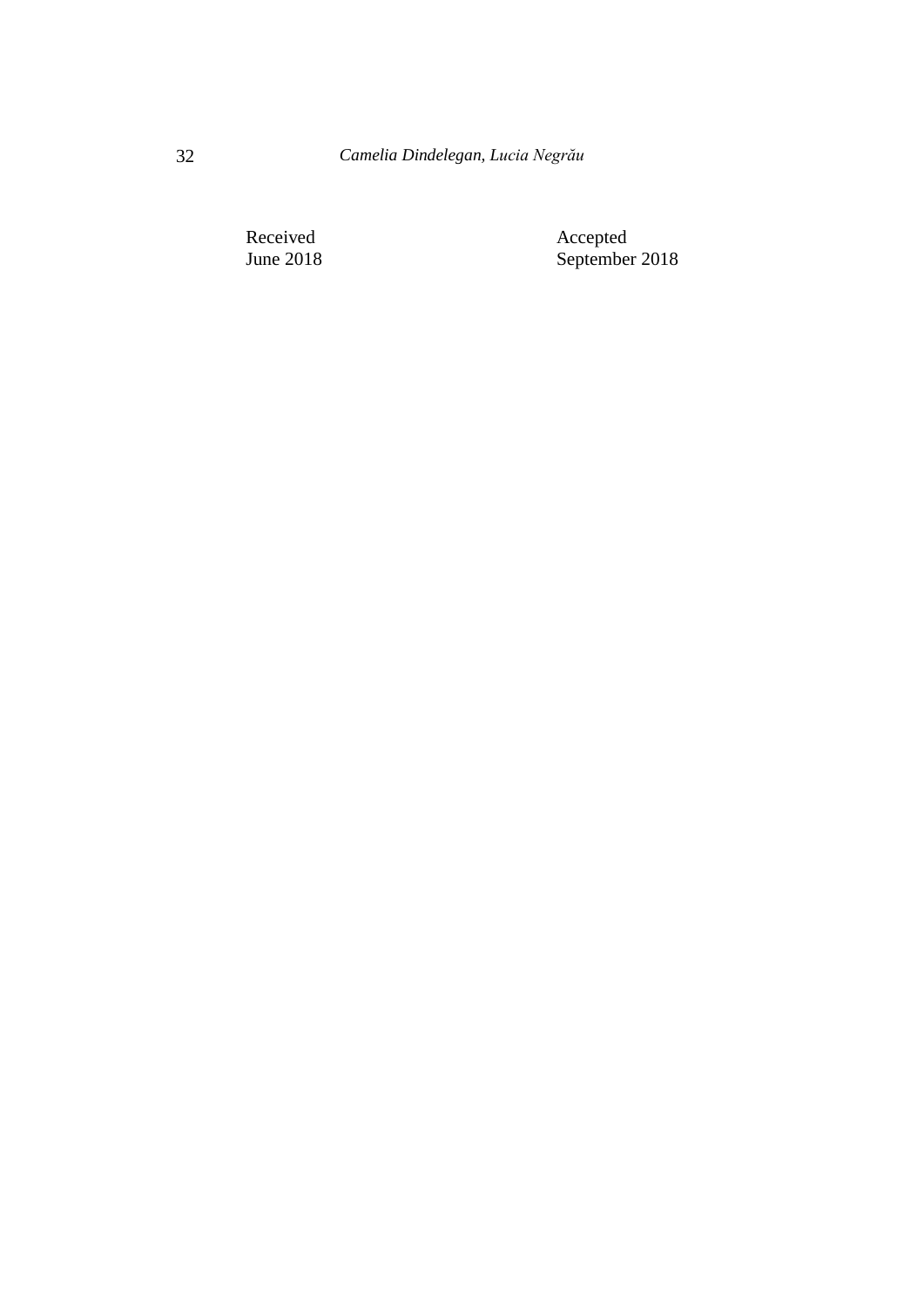| | |
| --- | --- |
| Received | Accepted |
| June 2018 | September 2018 |